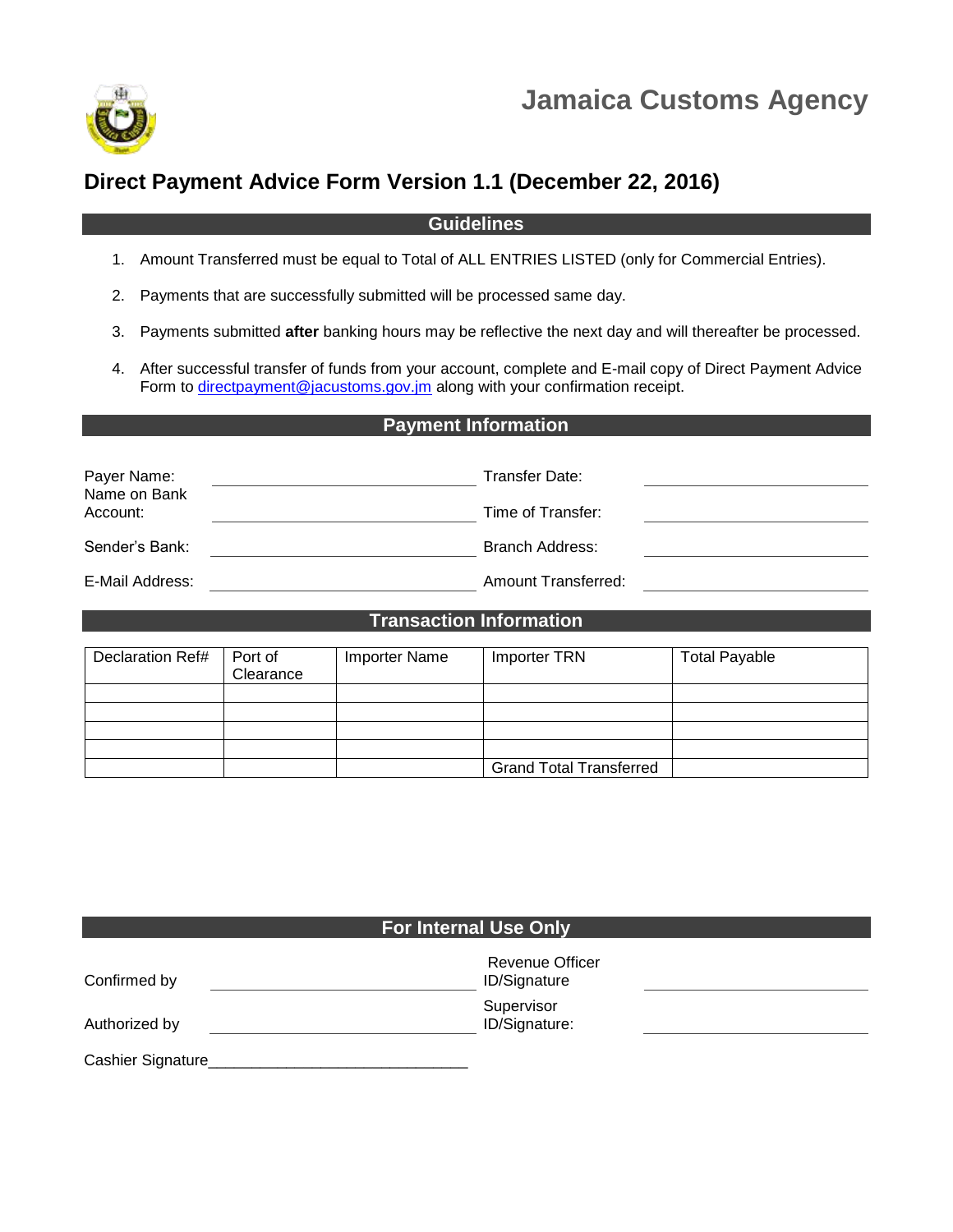# Jamaica Customs Agency

## Direct Payment Advice Form Version 1.1 (December 22, 2016)

### Guidelines

1. Amount Transferred must be equal to Total of ALL ENTRIES LISTED (only for Commercial Entries).
2. Payments that are successfully submitted will be processed same day.
3. Payments submitted **after** banking hours may be reflective the next day and will thereafter be processed.
4. After successful transfer of funds from your account, complete and E-mail copy of Direct Payment Advice Form to directpayment@jacustoms.gov.jm along with your confirmation receipt.

### Payment Information

Payer Name: ______________________ Transfer Date: ______________________

Name on Bank Account: ______________________ Time of Transfer: ______________________

Sender's Bank: ______________________ Branch Address: ______________________

E-Mail Address: ______________________ Amount Transferred: ______________________

### Transaction Information

| Declaration Ref# | Port of Clearance | Importer Name | Importer TRN | Total Payable |
|---|---|---|---|---|
| | | | | |
| | | | | |
| | | | | |
| | | | | |
| | | | Grand Total Transferred | |

### For Internal Use Only

Confirmed by ______________________ Revenue Officer ID/Signature ______________________

Authorized by ______________________ Supervisor ID/Signature: ______________________

Cashier Signature______________________________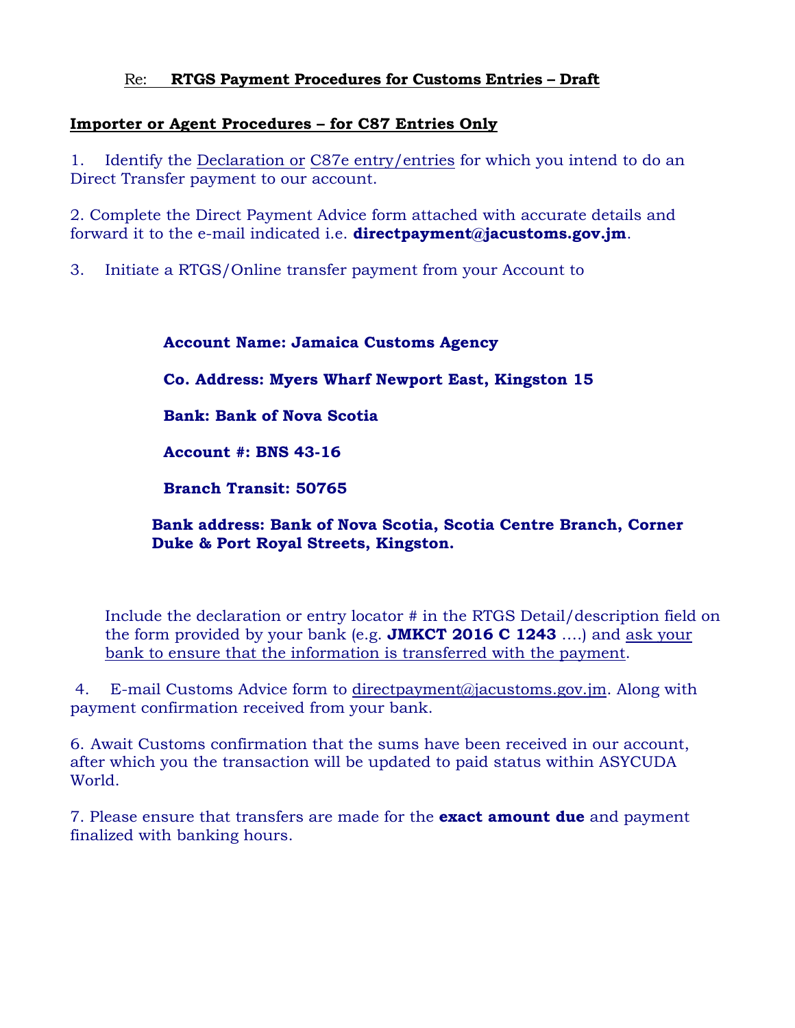Re: **RTGS Payment Procedures for Customs Entries – Draft**

**Importer or Agent Procedures – for C87 Entries Only**

1. Identify the Declaration or C87e entry/entries for which you intend to do an Direct Transfer payment to our account.

2. Complete the Direct Payment Advice form attached with accurate details and forward it to the e-mail indicated i.e. **directpayment@jacustoms.gov.jm**.

3. Initiate a RTGS/Online transfer payment from your Account to

**Account Name: Jamaica Customs Agency**

**Co. Address: Myers Wharf Newport East, Kingston 15**

**Bank: Bank of Nova Scotia**

**Account #: BNS 43-16**

**Branch Transit: 50765**

**Bank address: Bank of Nova Scotia, Scotia Centre Branch, Corner Duke & Port Royal Streets, Kingston.**

Include the declaration or entry locator # in the RTGS Detail/description field on the form provided by your bank (e.g. **JMKCT 2016 C 1243** ….) and ask your bank to ensure that the information is transferred with the payment.

4. E-mail Customs Advice form to directpayment@jacustoms.gov.jm. Along with payment confirmation received from your bank.

6. Await Customs confirmation that the sums have been received in our account, after which you the transaction will be updated to paid status within ASYCUDA World.

7. Please ensure that transfers are made for the **exact amount due** and payment finalized with banking hours.